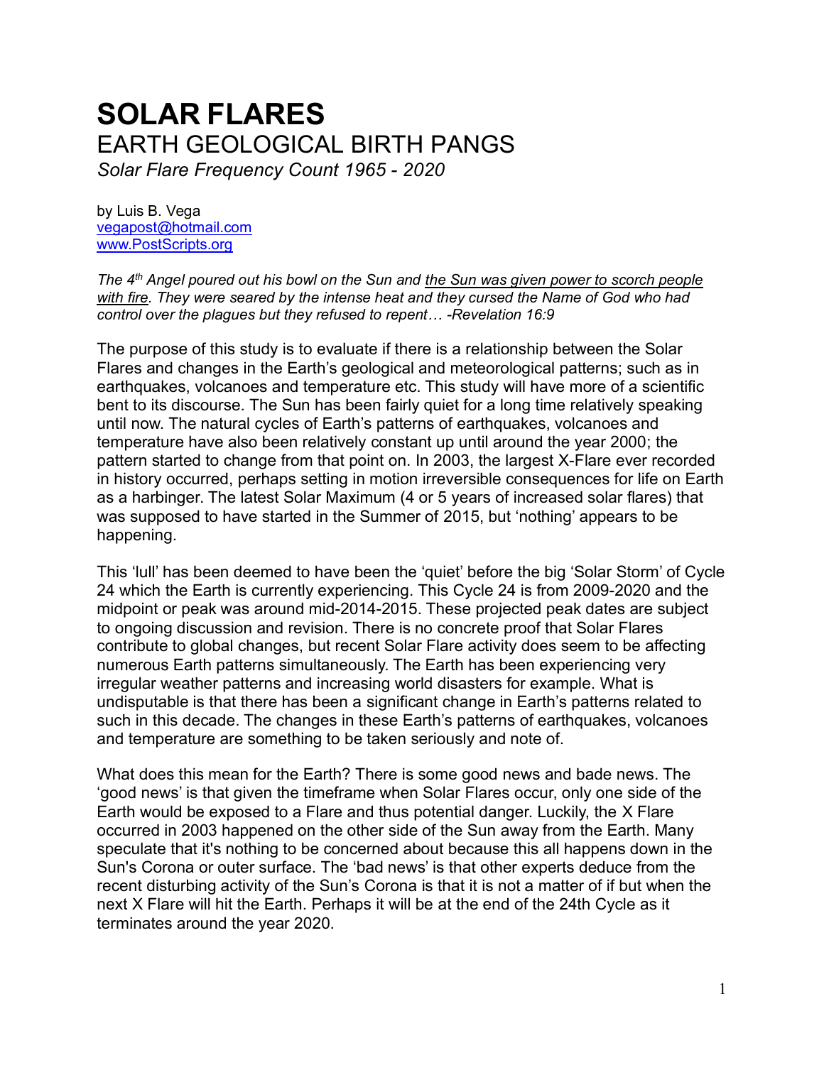# SOLAR FLARES

## EARTH GEOLOGICAL BIRTH PANGS

*Solar Flare Frequency Count 1965 - 2020*

by Luis B. Vega
vegapost@hotmail.com
www.PostScripts.org

*The 4th Angel poured out his bowl on the Sun and the Sun was given power to scorch people with fire. They were seared by the intense heat and they cursed the Name of God who had control over the plagues but they refused to repent… -Revelation 16:9*

The purpose of this study is to evaluate if there is a relationship between the Solar Flares and changes in the Earth's geological and meteorological patterns; such as in earthquakes, volcanoes and temperature etc. This study will have more of a scientific bent to its discourse. The Sun has been fairly quiet for a long time relatively speaking until now. The natural cycles of Earth's patterns of earthquakes, volcanoes and temperature have also been relatively constant up until around the year 2000; the pattern started to change from that point on. In 2003, the largest X-Flare ever recorded in history occurred, perhaps setting in motion irreversible consequences for life on Earth as a harbinger. The latest Solar Maximum (4 or 5 years of increased solar flares) that was supposed to have started in the Summer of 2015, but 'nothing' appears to be happening.

This 'lull' has been deemed to have been the 'quiet' before the big 'Solar Storm' of Cycle 24 which the Earth is currently experiencing. This Cycle 24 is from 2009-2020 and the midpoint or peak was around mid-2014-2015. These projected peak dates are subject to ongoing discussion and revision. There is no concrete proof that Solar Flares contribute to global changes, but recent Solar Flare activity does seem to be affecting numerous Earth patterns simultaneously. The Earth has been experiencing very irregular weather patterns and increasing world disasters for example. What is undisputable is that there has been a significant change in Earth's patterns related to such in this decade. The changes in these Earth's patterns of earthquakes, volcanoes and temperature are something to be taken seriously and note of.

What does this mean for the Earth? There is some good news and bade news. The 'good news' is that given the timeframe when Solar Flares occur, only one side of the Earth would be exposed to a Flare and thus potential danger. Luckily, the X Flare occurred in 2003 happened on the other side of the Sun away from the Earth. Many speculate that it's nothing to be concerned about because this all happens down in the Sun's Corona or outer surface. The 'bad news' is that other experts deduce from the recent disturbing activity of the Sun's Corona is that it is not a matter of if but when the next X Flare will hit the Earth. Perhaps it will be at the end of the 24th Cycle as it terminates around the year 2020.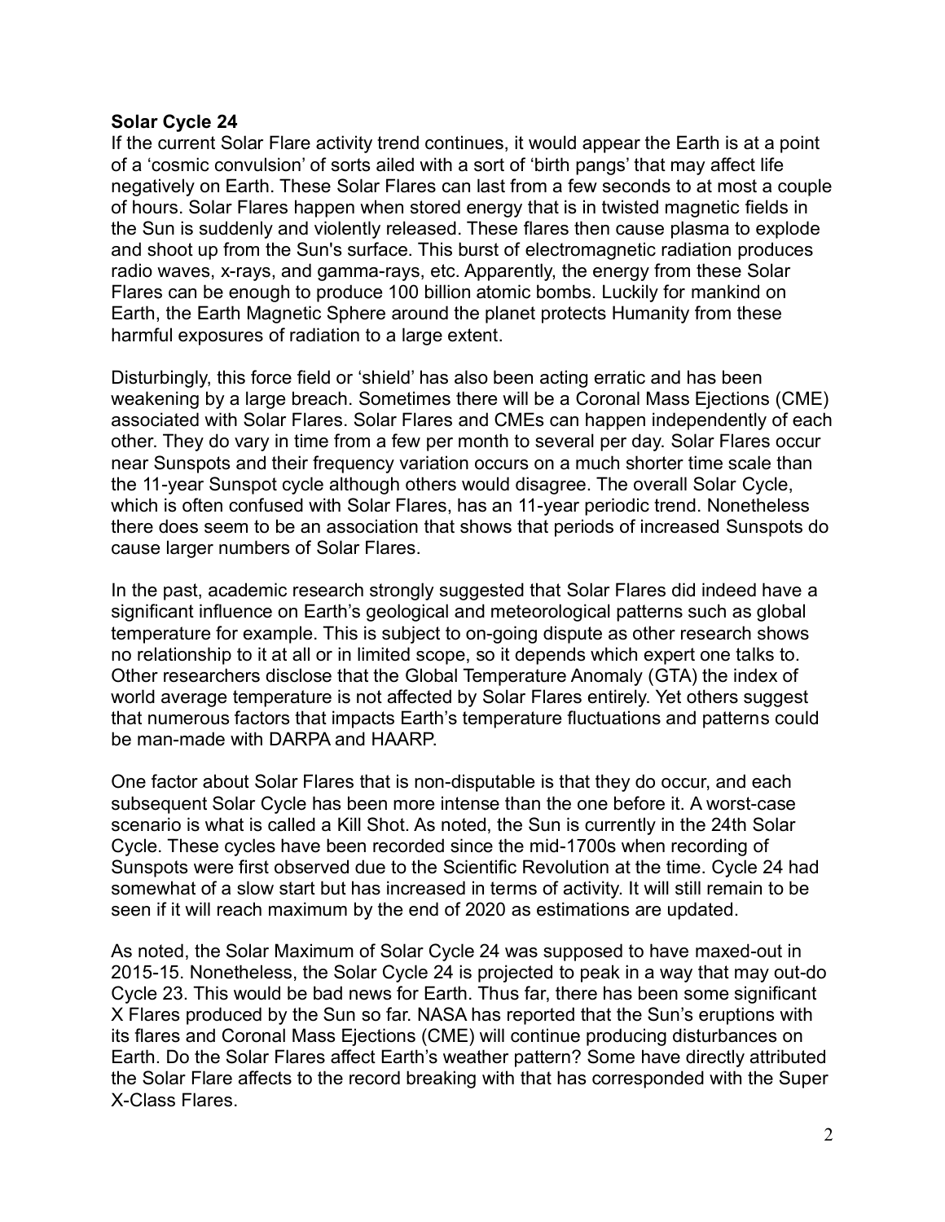**Solar Cycle 24**

If the current Solar Flare activity trend continues, it would appear the Earth is at a point of a 'cosmic convulsion' of sorts ailed with a sort of 'birth pangs' that may affect life negatively on Earth. These Solar Flares can last from a few seconds to at most a couple of hours. Solar Flares happen when stored energy that is in twisted magnetic fields in the Sun is suddenly and violently released. These flares then cause plasma to explode and shoot up from the Sun's surface. This burst of electromagnetic radiation produces radio waves, x-rays, and gamma-rays, etc. Apparently, the energy from these Solar Flares can be enough to produce 100 billion atomic bombs. Luckily for mankind on Earth, the Earth Magnetic Sphere around the planet protects Humanity from these harmful exposures of radiation to a large extent.

Disturbingly, this force field or 'shield' has also been acting erratic and has been weakening by a large breach. Sometimes there will be a Coronal Mass Ejections (CME) associated with Solar Flares. Solar Flares and CMEs can happen independently of each other. They do vary in time from a few per month to several per day. Solar Flares occur near Sunspots and their frequency variation occurs on a much shorter time scale than the 11-year Sunspot cycle although others would disagree. The overall Solar Cycle, which is often confused with Solar Flares, has an 11-year periodic trend. Nonetheless there does seem to be an association that shows that periods of increased Sunspots do cause larger numbers of Solar Flares.

In the past, academic research strongly suggested that Solar Flares did indeed have a significant influence on Earth's geological and meteorological patterns such as global temperature for example. This is subject to on-going dispute as other research shows no relationship to it at all or in limited scope, so it depends which expert one talks to. Other researchers disclose that the Global Temperature Anomaly (GTA) the index of world average temperature is not affected by Solar Flares entirely. Yet others suggest that numerous factors that impacts Earth's temperature fluctuations and patterns could be man-made with DARPA and HAARP.

One factor about Solar Flares that is non-disputable is that they do occur, and each subsequent Solar Cycle has been more intense than the one before it. A worst-case scenario is what is called a Kill Shot. As noted, the Sun is currently in the 24th Solar Cycle. These cycles have been recorded since the mid-1700s when recording of Sunspots were first observed due to the Scientific Revolution at the time. Cycle 24 had somewhat of a slow start but has increased in terms of activity. It will still remain to be seen if it will reach maximum by the end of 2020 as estimations are updated.

As noted, the Solar Maximum of Solar Cycle 24 was supposed to have maxed-out in 2015-15. Nonetheless, the Solar Cycle 24 is projected to peak in a way that may out-do Cycle 23. This would be bad news for Earth. Thus far, there has been some significant X Flares produced by the Sun so far. NASA has reported that the Sun's eruptions with its flares and Coronal Mass Ejections (CME) will continue producing disturbances on Earth. Do the Solar Flares affect Earth's weather pattern? Some have directly attributed the Solar Flare affects to the record breaking with that has corresponded with the Super X-Class Flares.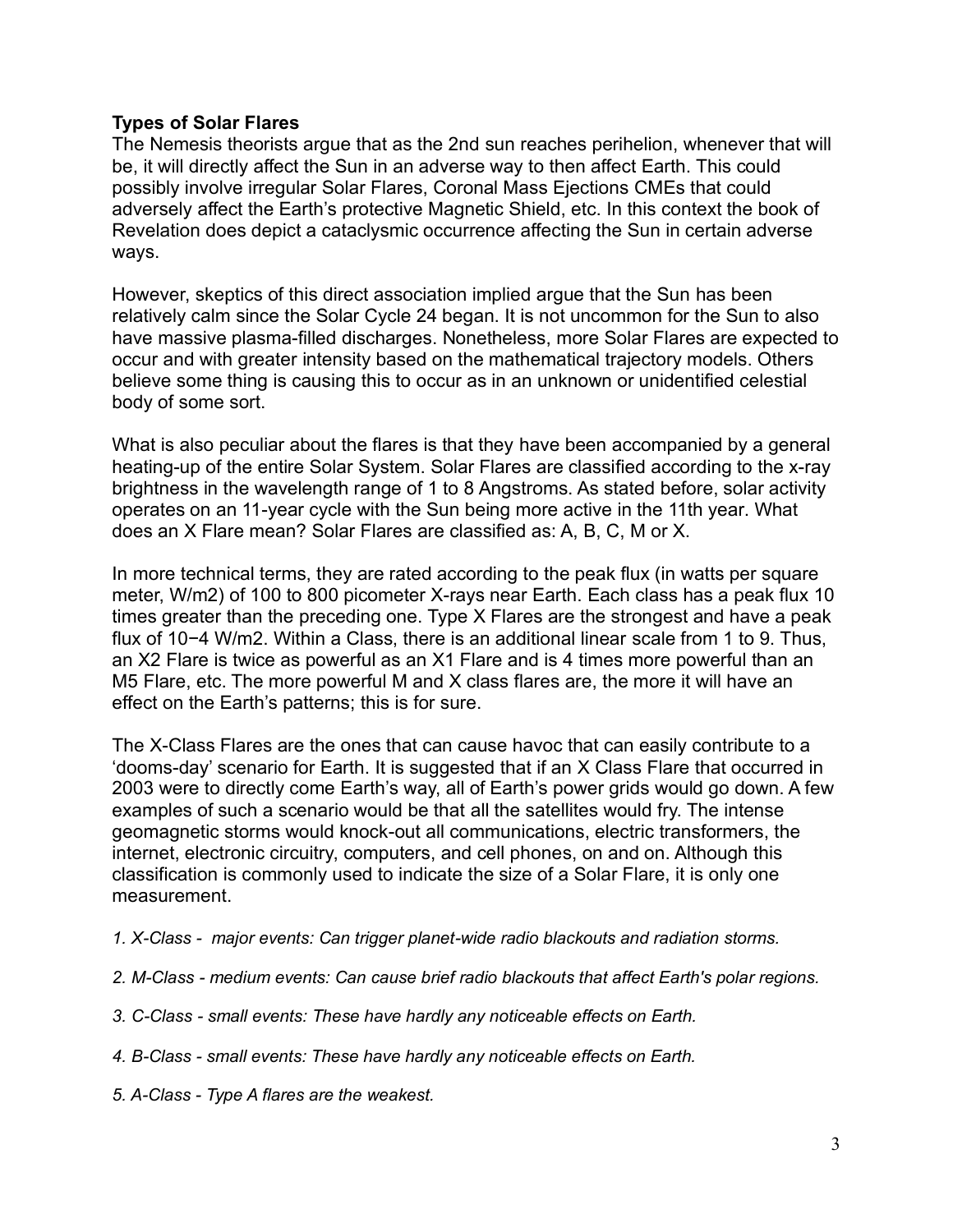**Types of Solar Flares**

The Nemesis theorists argue that as the 2nd sun reaches perihelion, whenever that will be, it will directly affect the Sun in an adverse way to then affect Earth. This could possibly involve irregular Solar Flares, Coronal Mass Ejections CMEs that could adversely affect the Earth's protective Magnetic Shield, etc. In this context the book of Revelation does depict a cataclysmic occurrence affecting the Sun in certain adverse ways.

However, skeptics of this direct association implied argue that the Sun has been relatively calm since the Solar Cycle 24 began. It is not uncommon for the Sun to also have massive plasma-filled discharges. Nonetheless, more Solar Flares are expected to occur and with greater intensity based on the mathematical trajectory models. Others believe some thing is causing this to occur as in an unknown or unidentified celestial body of some sort.

What is also peculiar about the flares is that they have been accompanied by a general heating-up of the entire Solar System. Solar Flares are classified according to the x-ray brightness in the wavelength range of 1 to 8 Angstroms. As stated before, solar activity operates on an 11-year cycle with the Sun being more active in the 11th year. What does an X Flare mean? Solar Flares are classified as: A, B, C, M or X.

In more technical terms, they are rated according to the peak flux (in watts per square meter, $W/m^2$) of 100 to 800 picometer X-rays near Earth. Each class has a peak flux 10 times greater than the preceding one. Type X Flares are the strongest and have a peak flux of $10^{-4}$ $W/m^2$. Within a Class, there is an additional linear scale from 1 to 9. Thus, an X2 Flare is twice as powerful as an X1 Flare and is 4 times more powerful than an M5 Flare, etc. The more powerful M and X class flares are, the more it will have an effect on the Earth's patterns; this is for sure.

The X-Class Flares are the ones that can cause havoc that can easily contribute to a 'dooms-day' scenario for Earth. It is suggested that if an X Class Flare that occurred in 2003 were to directly come Earth's way, all of Earth's power grids would go down. A few examples of such a scenario would be that all the satellites would fry. The intense geomagnetic storms would knock-out all communications, electric transformers, the internet, electronic circuitry, computers, and cell phones, on and on. Although this classification is commonly used to indicate the size of a Solar Flare, it is only one measurement.

1. *X-Class - major events: Can trigger planet-wide radio blackouts and radiation storms.*
2. *M-Class - medium events: Can cause brief radio blackouts that affect Earth's polar regions.*
3. *C-Class - small events: These have hardly any noticeable effects on Earth.*
4. *B-Class - small events: These have hardly any noticeable effects on Earth.*
5. *A-Class - Type A flares are the weakest.*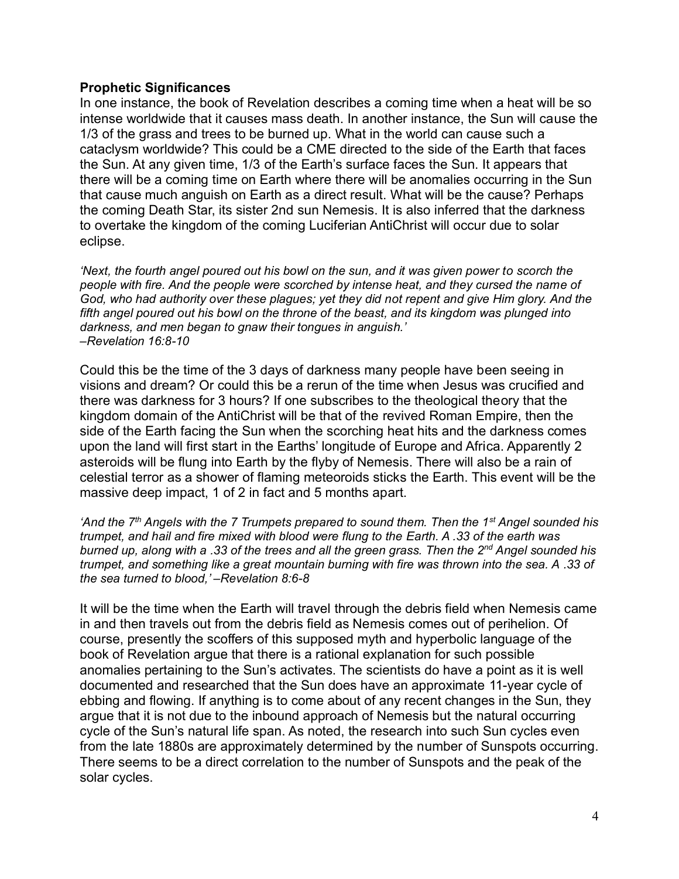### Prophetic Significances

In one instance, the book of Revelation describes a coming time when a heat will be so intense worldwide that it causes mass death. In another instance, the Sun will cause the 1/3 of the grass and trees to be burned up. What in the world can cause such a cataclysm worldwide? This could be a CME directed to the side of the Earth that faces the Sun. At any given time, 1/3 of the Earth's surface faces the Sun. It appears that there will be a coming time on Earth where there will be anomalies occurring in the Sun that cause much anguish on Earth as a direct result. What will be the cause? Perhaps the coming Death Star, its sister 2nd sun Nemesis. It is also inferred that the darkness to overtake the kingdom of the coming Luciferian AntiChrist will occur due to solar eclipse.

*'Next, the fourth angel poured out his bowl on the sun, and it was given power to scorch the people with fire. And the people were scorched by intense heat, and they cursed the name of God, who had authority over these plagues; yet they did not repent and give Him glory. And the fifth angel poured out his bowl on the throne of the beast, and its kingdom was plunged into darkness, and men began to gnaw their tongues in anguish.'*
*–Revelation 16:8-10*

Could this be the time of the 3 days of darkness many people have been seeing in visions and dream? Or could this be a rerun of the time when Jesus was crucified and there was darkness for 3 hours? If one subscribes to the theological theory that the kingdom domain of the AntiChrist will be that of the revived Roman Empire, then the side of the Earth facing the Sun when the scorching heat hits and the darkness comes upon the land will first start in the Earths' longitude of Europe and Africa. Apparently 2 asteroids will be flung into Earth by the flyby of Nemesis. There will also be a rain of celestial terror as a shower of flaming meteoroids sticks the Earth. This event will be the massive deep impact, 1 of 2 in fact and 5 months apart.

*'And the 7th Angels with the 7 Trumpets prepared to sound them. Then the 1st Angel sounded his trumpet, and hail and fire mixed with blood were flung to the Earth. A .33 of the earth was burned up, along with a .33 of the trees and all the green grass. Then the 2nd Angel sounded his trumpet, and something like a great mountain burning with fire was thrown into the sea. A .33 of the sea turned to blood,' –Revelation 8:6-8*

It will be the time when the Earth will travel through the debris field when Nemesis came in and then travels out from the debris field as Nemesis comes out of perihelion. Of course, presently the scoffers of this supposed myth and hyperbolic language of the book of Revelation argue that there is a rational explanation for such possible anomalies pertaining to the Sun's activates. The scientists do have a point as it is well documented and researched that the Sun does have an approximate 11-year cycle of ebbing and flowing. If anything is to come about of any recent changes in the Sun, they argue that it is not due to the inbound approach of Nemesis but the natural occurring cycle of the Sun's natural life span. As noted, the research into such Sun cycles even from the late 1880s are approximately determined by the number of Sunspots occurring. There seems to be a direct correlation to the number of Sunspots and the peak of the solar cycles.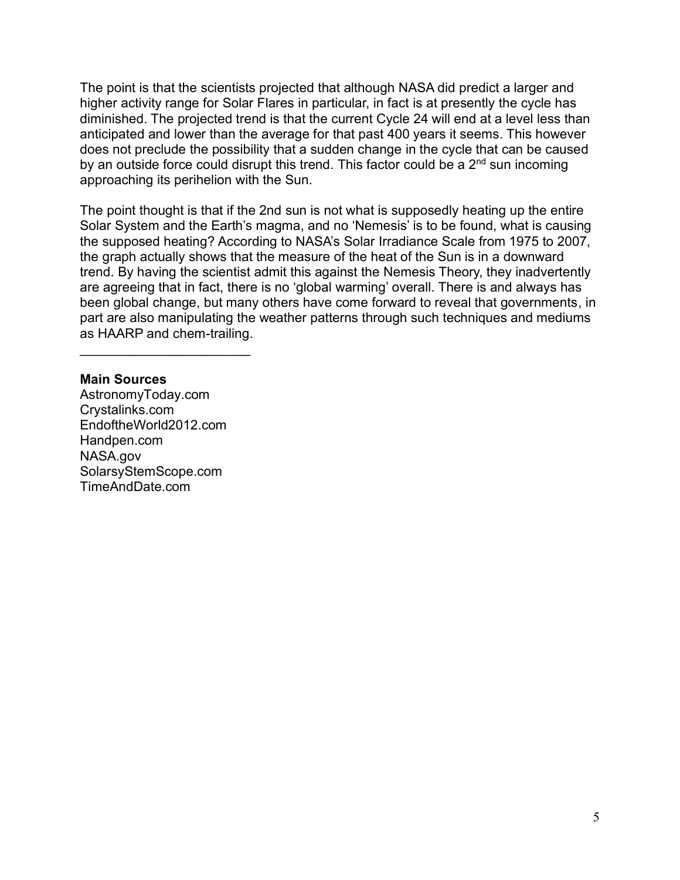The point is that the scientists projected that although NASA did predict a larger and higher activity range for Solar Flares in particular, in fact is at presently the cycle has diminished. The projected trend is that the current Cycle 24 will end at a level less than anticipated and lower than the average for that past 400 years it seems. This however does not preclude the possibility that a sudden change in the cycle that can be caused by an outside force could disrupt this trend. This factor could be a 2nd sun incoming approaching its perihelion with the Sun.

The point thought is that if the 2nd sun is not what is supposedly heating up the entire Solar System and the Earth's magma, and no 'Nemesis' is to be found, what is causing the supposed heating? According to NASA's Solar Irradiance Scale from 1975 to 2007, the graph actually shows that the measure of the heat of the Sun is in a downward trend. By having the scientist admit this against the Nemesis Theory, they inadvertently are agreeing that in fact, there is no 'global warming' overall. There is and always has been global change, but many others have come forward to reveal that governments, in part are also manipulating the weather patterns through such techniques and mediums as HAARP and chem-trailing.

---

**Main Sources**

AstronomyToday.com
Crystalinks.com
EndoftheWorld2012.com
Handpen.com
NASA.gov
SolarsyStemScope.com
TimeAndDate.com